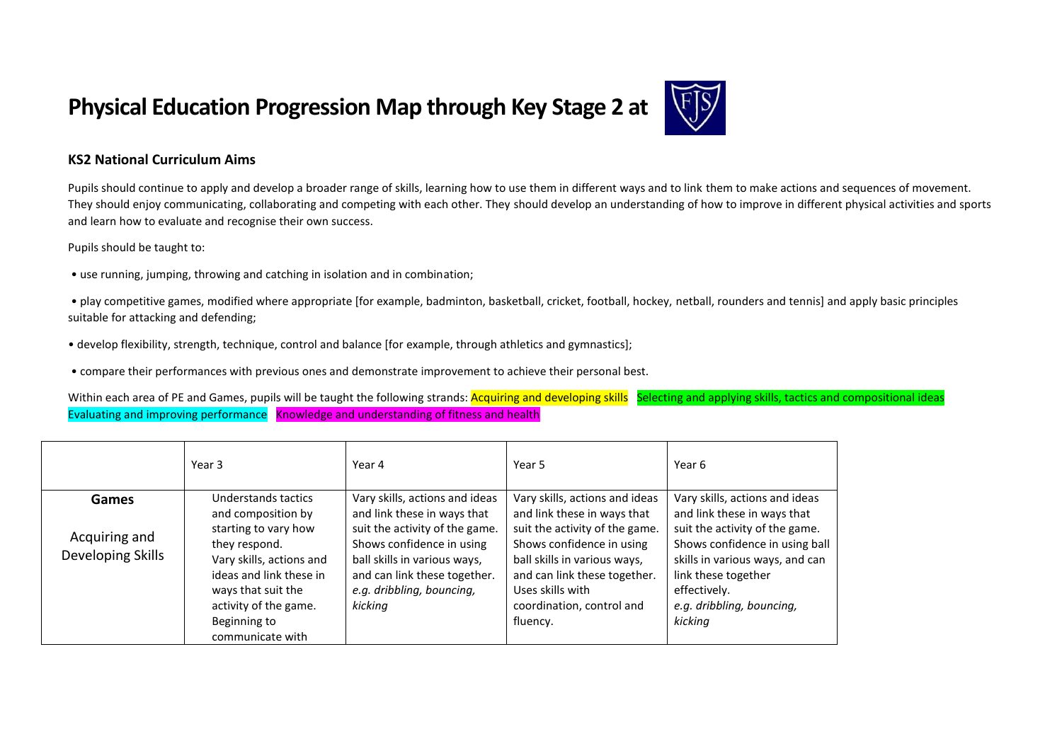# Physical Education Progression Map through Key Stage 2 at

## KS2 National Curriculum Aims

Pupils should continue to apply and develop a broader range of skills, learning how to use them in different ways and to link them to make actions and sequences of movement. They should enjoy communicating, collaborating and competing with each other. They should develop an understanding of how to improve in different physical activities and sports and learn how to evaluate and recognise their own success.

Pupils should be taught to:

- use running, jumping, throwing and catching in isolation and in combination;
- play competitive games, modified where appropriate [for example, badminton, basketball, cricket, football, hockey, netball, rounders and tennis] and apply basic principles suitable for attacking and defending;
- develop flexibility, strength, technique, control and balance [for example, through athletics and gymnastics];
- compare their performances with previous ones and demonstrate improvement to achieve their personal best.

Within each area of PE and Games, pupils will be taught the following strands: Acquiring and developing skills Selecting and applying skills, tactics and compositional ideas Evaluating and improving performance Knowledge and understanding of fitness and health

| | Year 3 | Year 4 | Year 5 | Year 6 |
|---|---|---|---|---|
| **Games**<br><br>Acquiring and Developing Skills | Understands tactics and composition by starting to vary how they respond.<br>Vary skills, actions and ideas and link these in ways that suit the activity of the game.<br>Beginning to communicate with | Vary skills, actions and ideas and link these in ways that suit the activity of the game.<br>Shows confidence in using ball skills in various ways, and can link these together.<br>*e.g. dribbling, bouncing, kicking* | Vary skills, actions and ideas and link these in ways that suit the activity of the game.<br>Shows confidence in using ball skills in various ways, and can link these together.<br>Uses skills with coordination, control and fluency. | Vary skills, actions and ideas and link these in ways that suit the activity of the game.<br>Shows confidence in using ball skills in various ways, and can link these together effectively.<br>*e.g. dribbling, bouncing, kicking* |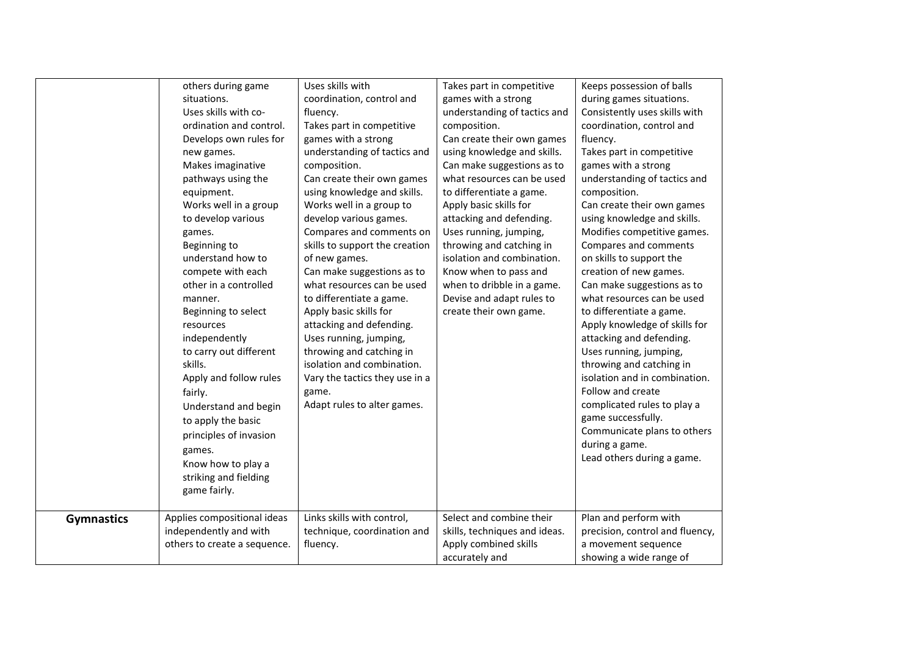| | | | | |
|---|---|---|---|---|
| | others during game situations. Uses skills with co-ordination and control. Develops own rules for new games. Makes imaginative pathways using the equipment. Works well in a group to develop various games. Beginning to understand how to compete with each other in a controlled manner. Beginning to select resources independently to carry out different skills. Apply and follow rules fairly. Understand and begin to apply the basic principles of invasion games. Know how to play a striking and fielding game fairly. | Uses skills with coordination, control and fluency. Takes part in competitive games with a strong understanding of tactics and composition. Can create their own games using knowledge and skills. Works well in a group to develop various games. Compares and comments on skills to support the creation of new games. Can make suggestions as to what resources can be used to differentiate a game. Apply basic skills for attacking and defending. Uses running, jumping, throwing and catching in isolation and combination. Vary the tactics they use in a game. Adapt rules to alter games. | Takes part in competitive games with a strong understanding of tactics and composition. Can create their own games using knowledge and skills. Can make suggestions as to what resources can be used to differentiate a game. Apply basic skills for attacking and defending. Uses running, jumping, throwing and catching in isolation and combination. Know when to pass and when to dribble in a game. Devise and adapt rules to create their own game. | Keeps possession of balls during games situations. Consistently uses skills with coordination, control and fluency. Takes part in competitive games with a strong understanding of tactics and composition. Can create their own games using knowledge and skills. Modifies competitive games. Compares and comments on skills to support the creation of new games. Can make suggestions as to what resources can be used to differentiate a game. Apply knowledge of skills for attacking and defending. Uses running, jumping, throwing and catching in isolation and in combination. Follow and create complicated rules to play a game successfully. Communicate plans to others during a game. Lead others during a game. |
| **Gymnastics** | Applies compositional ideas independently and with others to create a sequence. | Links skills with control, technique, coordination and fluency. | Select and combine their skills, techniques and ideas. Apply combined skills accurately and | Plan and perform with precision, control and fluency, a movement sequence showing a wide range of |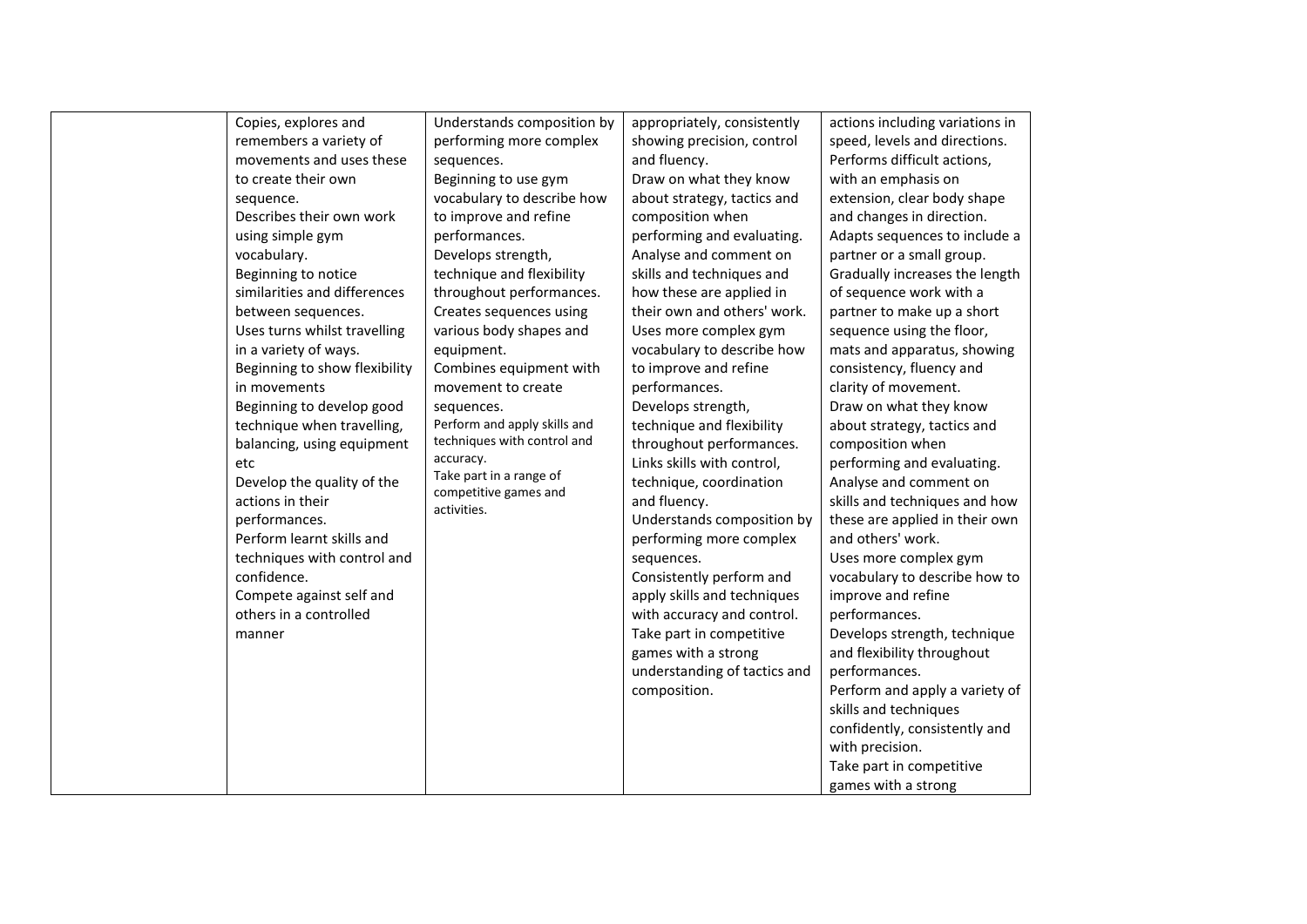| | | | | |
|---|---|---|---|---|
| | Copies, explores and remembers a variety of movements and uses these to create their own sequence.<br>Describes their own work using simple gym vocabulary.<br>Beginning to notice similarities and differences between sequences.<br>Uses turns whilst travelling in a variety of ways.<br>Beginning to show flexibility in movements<br>Beginning to develop good technique when travelling, balancing, using equipment etc<br>Develop the quality of the actions in their performances.<br>Perform learnt skills and techniques with control and confidence.<br>Compete against self and others in a controlled manner | Understands composition by performing more complex sequences.<br>Beginning to use gym vocabulary to describe how to improve and refine performances.<br>Develops strength, technique and flexibility throughout performances.<br>Creates sequences using various body shapes and equipment.<br>Combines equipment with movement to create sequences.<br>Perform and apply skills and techniques with control and accuracy.<br>Take part in a range of competitive games and activities. | appropriately, consistently showing precision, control and fluency.<br>Draw on what they know about strategy, tactics and composition when performing and evaluating.<br>Analyse and comment on skills and techniques and how these are applied in their own and others' work.<br>Uses more complex gym vocabulary to describe how to improve and refine performances.<br>Develops strength, technique and flexibility throughout performances.<br>Links skills with control, technique, coordination and fluency.<br>Understands composition by performing more complex sequences.<br>Consistently perform and apply skills and techniques with accuracy and control.<br>Take part in competitive games with a strong understanding of tactics and composition. | actions including variations in speed, levels and directions.<br>Performs difficult actions, with an emphasis on extension, clear body shape and changes in direction.<br>Adapts sequences to include a partner or a small group.<br>Gradually increases the length of sequence work with a partner to make up a short sequence using the floor, mats and apparatus, showing consistency, fluency and clarity of movement.<br>Draw on what they know about strategy, tactics and composition when performing and evaluating.<br>Analyse and comment on skills and techniques and how these are applied in their own and others' work.<br>Uses more complex gym vocabulary to describe how to improve and refine performances.<br>Develops strength, technique and flexibility throughout performances.<br>Perform and apply a variety of skills and techniques confidently, consistently and with precision.<br>Take part in competitive games with a strong |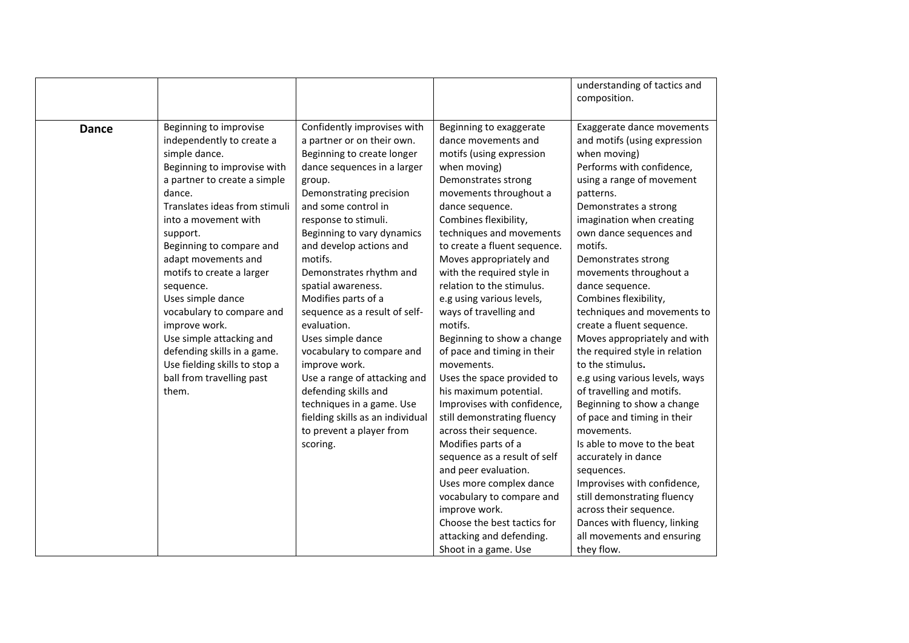| | | | | |
|---|---|---|---|---|
| | | | | understanding of tactics and composition. |
| **Dance** | Beginning to improvise independently to create a simple dance.<br>Beginning to improvise with a partner to create a simple dance.<br>Translates ideas from stimuli into a movement with support.<br>Beginning to compare and adapt movements and motifs to create a larger sequence.<br>Uses simple dance vocabulary to compare and improve work.<br>Use simple attacking and defending skills in a game.<br>Use fielding skills to stop a ball from travelling past them. | Confidently improvises with a partner or on their own.<br>Beginning to create longer dance sequences in a larger group.<br>Demonstrating precision and some control in response to stimuli.<br>Beginning to vary dynamics and develop actions and motifs.<br>Demonstrates rhythm and spatial awareness.<br>Modifies parts of a sequence as a result of self-evaluation.<br>Uses simple dance vocabulary to compare and improve work.<br>Use a range of attacking and defending skills and techniques in a game. Use fielding skills as an individual to prevent a player from scoring. | Beginning to exaggerate dance movements and motifs (using expression when moving)<br>Demonstrates strong movements throughout a dance sequence.<br>Combines flexibility, techniques and movements to create a fluent sequence.<br>Moves appropriately and with the required style in relation to the stimulus. e.g using various levels, ways of travelling and motifs.<br>Beginning to show a change of pace and timing in their movements.<br>Uses the space provided to his maximum potential.<br>Improvises with confidence, still demonstrating fluency across their sequence.<br>Modifies parts of a sequence as a result of self and peer evaluation.<br>Uses more complex dance vocabulary to compare and improve work.<br>Choose the best tactics for attacking and defending. Shoot in a game. Use | Exaggerate dance movements and motifs (using expression when moving)<br>Performs with confidence, using a range of movement patterns.<br>Demonstrates a strong imagination when creating own dance sequences and motifs.<br>Demonstrates strong movements throughout a dance sequence.<br>Combines flexibility, techniques and movements to create a fluent sequence.<br>Moves appropriately and with the required style in relation to the stimulus**.**<br>e.g using various levels, ways of travelling and motifs.<br>Beginning to show a change of pace and timing in their movements.<br>Is able to move to the beat accurately in dance sequences.<br>Improvises with confidence, still demonstrating fluency across their sequence.<br>Dances with fluency, linking all movements and ensuring they flow. |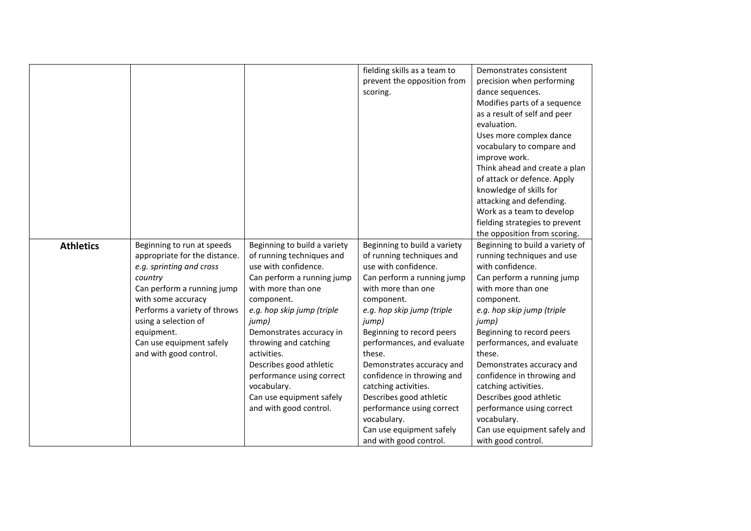| | | | | |
|---|---|---|---|---|
| | | | fielding skills as a team to prevent the opposition from scoring. | Demonstrates consistent precision when performing dance sequences.<br>Modifies parts of a sequence as a result of self and peer evaluation.<br>Uses more complex dance vocabulary to compare and improve work.<br>Think ahead and create a plan of attack or defence. Apply knowledge of skills for attacking and defending.<br>Work as a team to develop fielding strategies to prevent the opposition from scoring. |
| **Athletics** | Beginning to run at speeds appropriate for the distance.<br>*e.g. sprinting and cross country*<br>Can perform a running jump with some accuracy<br>Performs a variety of throws using a selection of equipment.<br>Can use equipment safely and with good control. | Beginning to build a variety of running techniques and use with confidence.<br>Can perform a running jump with more than one component.<br>*e.g. hop skip jump (triple jump)*<br>Demonstrates accuracy in throwing and catching activities.<br>Describes good athletic performance using correct vocabulary.<br>Can use equipment safely and with good control. | Beginning to build a variety of running techniques and use with confidence.<br>Can perform a running jump with more than one component.<br>*e.g. hop skip jump (triple jump)*<br>Beginning to record peers performances, and evaluate these.<br>Demonstrates accuracy and confidence in throwing and catching activities.<br>Describes good athletic performance using correct vocabulary.<br>Can use equipment safely and with good control. | Beginning to build a variety of running techniques and use with confidence.<br>Can perform a running jump with more than one component.<br>*e.g. hop skip jump (triple jump)*<br>Beginning to record peers performances, and evaluate these.<br>Demonstrates accuracy and confidence in throwing and catching activities.<br>Describes good athletic performance using correct vocabulary.<br>Can use equipment safely and with good control. |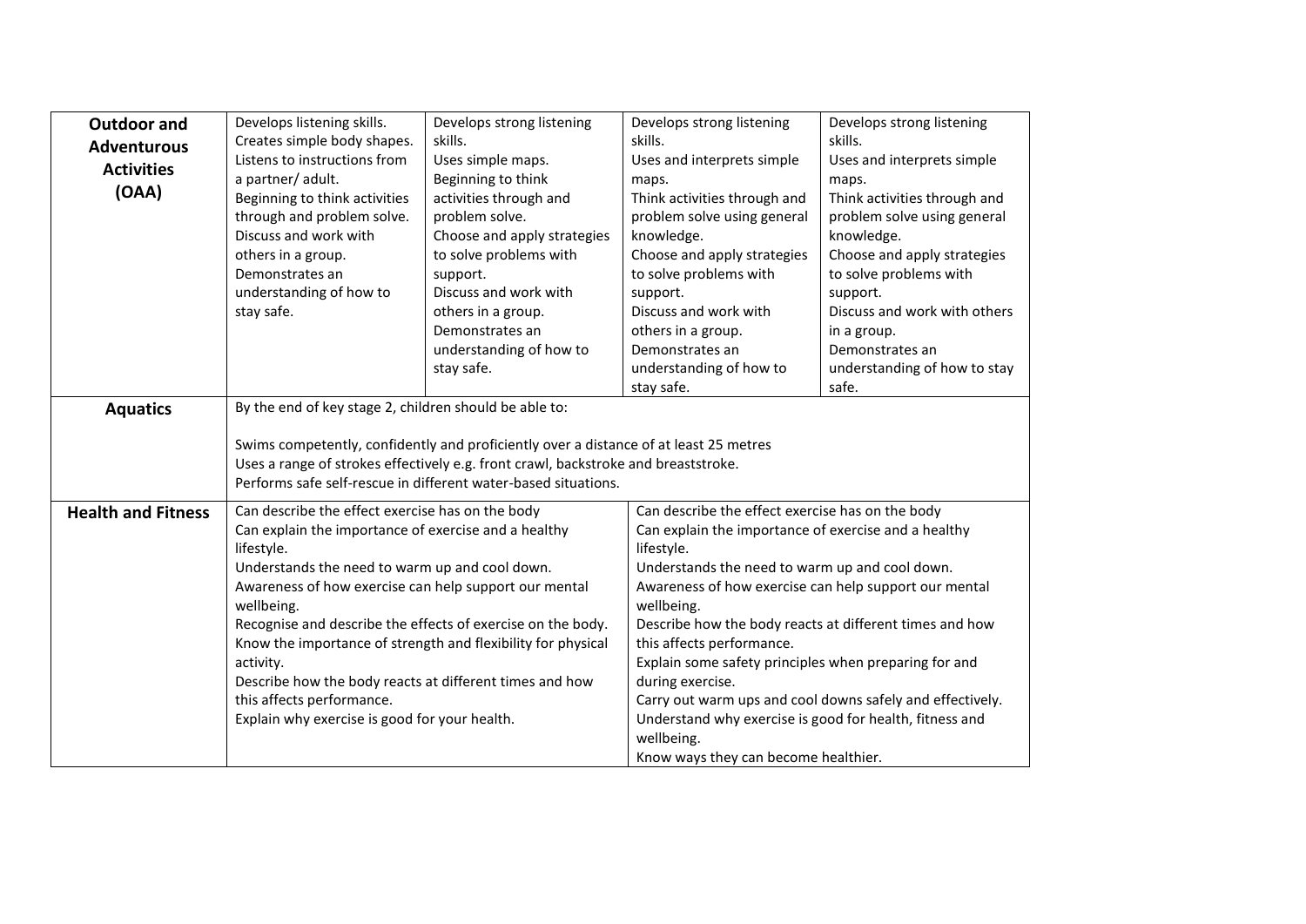| **Outdoor and Adventurous Activities (OAA)** | Develops listening skills.<br>Creates simple body shapes.<br>Listens to instructions from a partner/ adult.<br>Beginning to think activities through and problem solve.<br>Discuss and work with others in a group.<br>Demonstrates an understanding of how to stay safe. | Develops strong listening skills.<br>Uses simple maps.<br>Beginning to think activities through and problem solve.<br>Choose and apply strategies to solve problems with support.<br>Discuss and work with others in a group.<br>Demonstrates an understanding of how to stay safe. | Develops strong listening skills.<br>Uses and interprets simple maps.<br>Think activities through and problem solve using general knowledge.<br>Choose and apply strategies to solve problems with support.<br>Discuss and work with others in a group.<br>Demonstrates an understanding of how to stay safe. | Develops strong listening skills.<br>Uses and interprets simple maps.<br>Think activities through and problem solve using general knowledge.<br>Choose and apply strategies to solve problems with support.<br>Discuss and work with others in a group.<br>Demonstrates an understanding of how to stay safe. |
|---|---|---|---|---|
| **Aquatics** | By the end of key stage 2, children should be able to:<br><br>Swims competently, confidently and proficiently over a distance of at least 25 metres<br>Uses a range of strokes effectively e.g. front crawl, backstroke and breaststroke.<br>Performs safe self-rescue in different water-based situations. | | | |
| **Health and Fitness** | Can describe the effect exercise has on the body<br>Can explain the importance of exercise and a healthy lifestyle.<br>Understands the need to warm up and cool down.<br>Awareness of how exercise can help support our mental wellbeing.<br>Recognise and describe the effects of exercise on the body.<br>Know the importance of strength and flexibility for physical activity.<br>Describe how the body reacts at different times and how this affects performance.<br>Explain why exercise is good for your health. | | Can describe the effect exercise has on the body<br>Can explain the importance of exercise and a healthy lifestyle.<br>Understands the need to warm up and cool down.<br>Awareness of how exercise can help support our mental wellbeing.<br>Describe how the body reacts at different times and how this affects performance.<br>Explain some safety principles when preparing for and during exercise.<br>Carry out warm ups and cool downs safely and effectively.<br>Understand why exercise is good for health, fitness and wellbeing.<br>Know ways they can become healthier. | |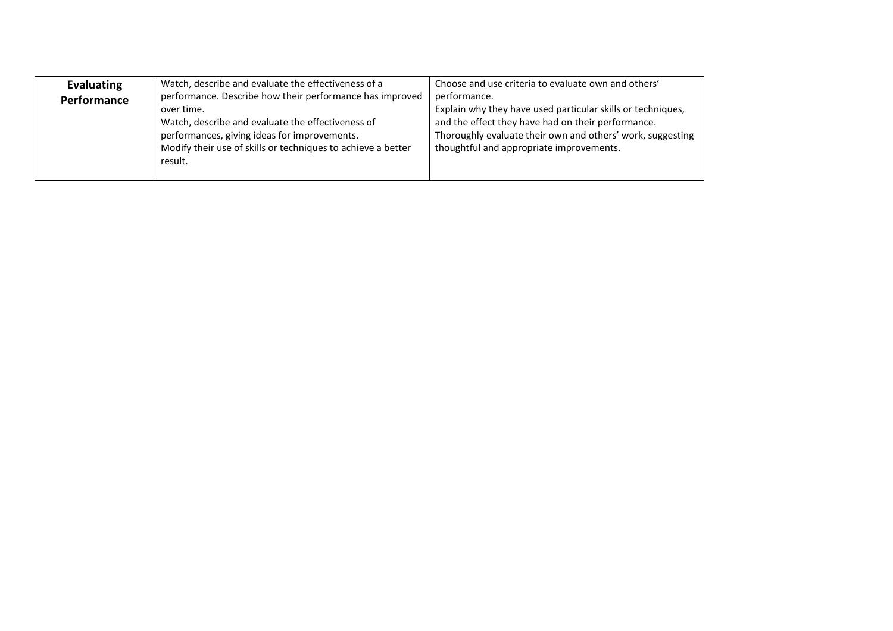| | | |
|---|---|---|
| **Evaluating Performance** | Watch, describe and evaluate the effectiveness of a performance. Describe how their performance has improved over time.<br>Watch, describe and evaluate the effectiveness of performances, giving ideas for improvements.<br>Modify their use of skills or techniques to achieve a better result. | Choose and use criteria to evaluate own and others' performance.<br>Explain why they have used particular skills or techniques, and the effect they have had on their performance.<br>Thoroughly evaluate their own and others' work, suggesting thoughtful and appropriate improvements. |